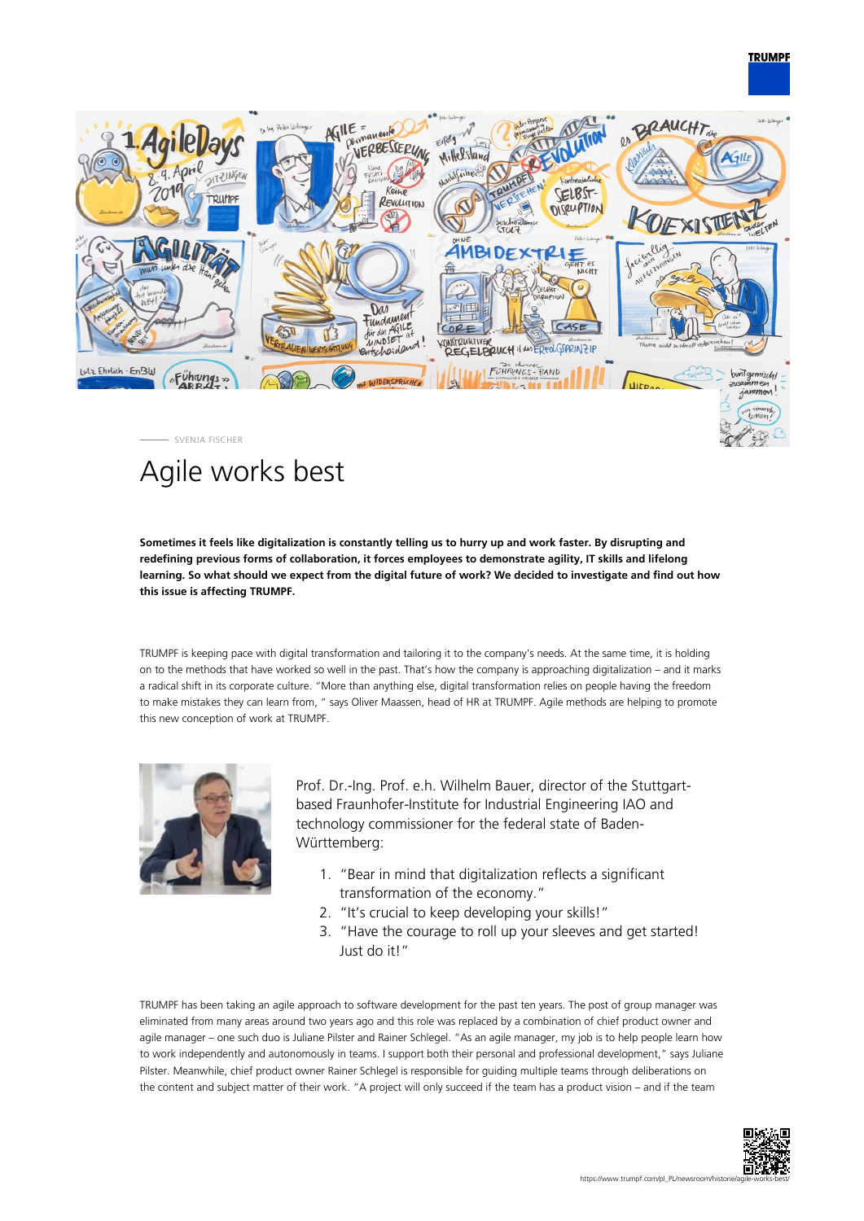SVENJA FISCHER

# Agile works best

**Sometimes it feels like digitalization is constantly telling us to hurry up and work faster. By disrupting and redefining previous forms of collaboration, it forces employees to demonstrate agility, IT skills and lifelong learning. So what should we expect from the digital future of work? We decided to investigate and find out how this issue is affecting TRUMPF.**

TRUMPF is keeping pace with digital transformation and tailoring it to the company's needs. At the same time, it is holding on to the methods that have worked so well in the past. That's how the company is approaching digitalization – and it marks a radical shift in its corporate culture. "More than anything else, digital transformation relies on people having the freedom to make mistakes they can learn from, " says Oliver Maassen, head of HR at TRUMPF. Agile methods are helping to promote this new conception of work at TRUMPF.

Prof. Dr.-Ing. Prof. e.h. Wilhelm Bauer, director of the Stuttgart-based Fraunhofer-Institute for Industrial Engineering IAO and technology commissioner for the federal state of Baden-Württemberg:

1. "Bear in mind that digitalization reflects a significant transformation of the economy."
2. "It's crucial to keep developing your skills!"
3. "Have the courage to roll up your sleeves and get started! Just do it!"

TRUMPF has been taking an agile approach to software development for the past ten years. The post of group manager was eliminated from many areas around two years ago and this role was replaced by a combination of chief product owner and agile manager – one such duo is Juliane Pilster and Rainer Schlegel. "As an agile manager, my job is to help people learn how to work independently and autonomously in teams. I support both their personal and professional development," says Juliane Pilster. Meanwhile, chief product owner Rainer Schlegel is responsible for guiding multiple teams through deliberations on the content and subject matter of their work. "A project will only succeed if the team has a product vision – and if the team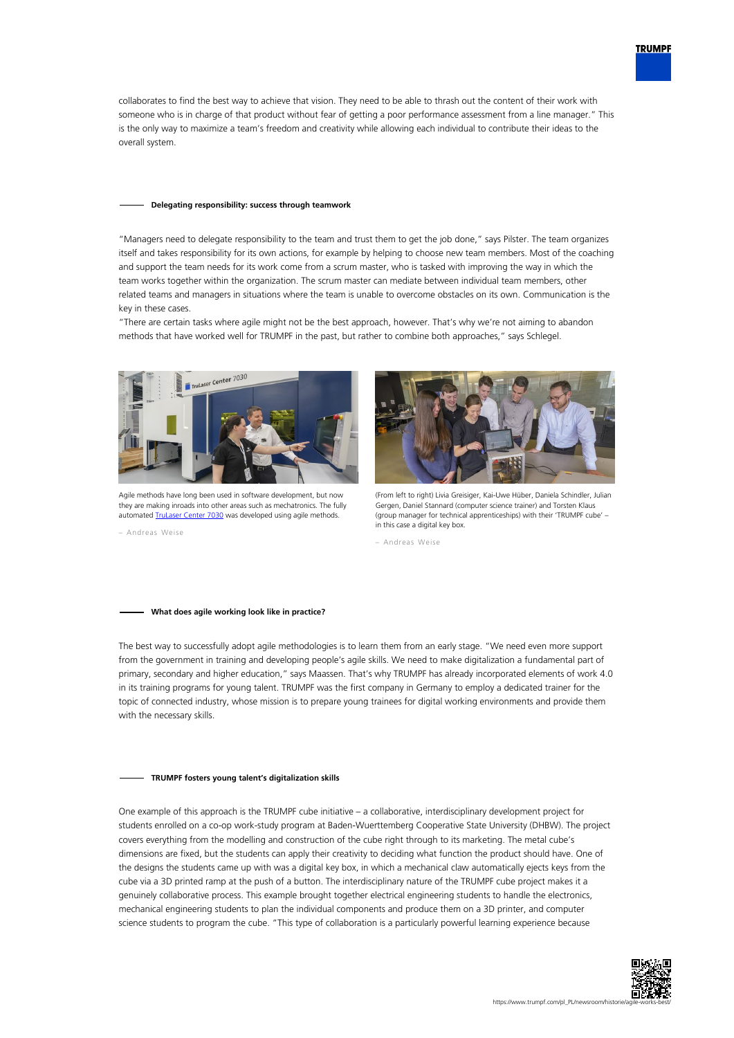collaborates to find the best way to achieve that vision. They need to be able to thrash out the content of their work with someone who is in charge of that product without fear of getting a poor performance assessment from a line manager." This is the only way to maximize a team's freedom and creativity while allowing each individual to contribute their ideas to the overall system.

## Delegating responsibility: success through teamwork

"Managers need to delegate responsibility to the team and trust them to get the job done," says Pilster. The team organizes itself and takes responsibility for its own actions, for example by helping to choose new team members. Most of the coaching and support the team needs for its work come from a scrum master, who is tasked with improving the way in which the team works together within the organization. The scrum master can mediate between individual team members, other related teams and managers in situations where the team is unable to overcome obstacles on its own. Communication is the key in these cases.

"There are certain tasks where agile might not be the best approach, however. That's why we're not aiming to abandon methods that have worked well for TRUMPF in the past, but rather to combine both approaches," says Schlegel.

Agile methods have long been used in software development, but now they are making inroads into other areas such as mechatronics. The fully automated [TruLaser Center 7030] was developed using agile methods.

– Andreas Weise

(From left to right) Livia Greisiger, Kai-Uwe Hüber, Daniela Schindler, Julian Gergen, Daniel Stannard (computer science trainer) and Torsten Klaus (group manager for technical apprenticeships) with their 'TRUMPF cube' – in this case a digital key box.

– Andreas Weise

## What does agile working look like in practice?

The best way to successfully adopt agile methodologies is to learn them from an early stage. "We need even more support from the government in training and developing people's agile skills. We need to make digitalization a fundamental part of primary, secondary and higher education," says Maassen. That's why TRUMPF has already incorporated elements of work 4.0 in its training programs for young talent. TRUMPF was the first company in Germany to employ a dedicated trainer for the topic of connected industry, whose mission is to prepare young trainees for digital working environments and provide them with the necessary skills.

## TRUMPF fosters young talent's digitalization skills

One example of this approach is the TRUMPF cube initiative – a collaborative, interdisciplinary development project for students enrolled on a co-op work-study program at Baden-Wuerttemberg Cooperative State University (DHBW). The project covers everything from the modelling and construction of the cube right through to its marketing. The metal cube's dimensions are fixed, but the students can apply their creativity to deciding what function the product should have. One of the designs the students came up with was a digital key box, in which a mechanical claw automatically ejects keys from the cube via a 3D printed ramp at the push of a button. The interdisciplinary nature of the TRUMPF cube project makes it a genuinely collaborative process. This example brought together electrical engineering students to handle the electronics, mechanical engineering students to plan the individual components and produce them on a 3D printer, and computer science students to program the cube. "This type of collaboration is a particularly powerful learning experience because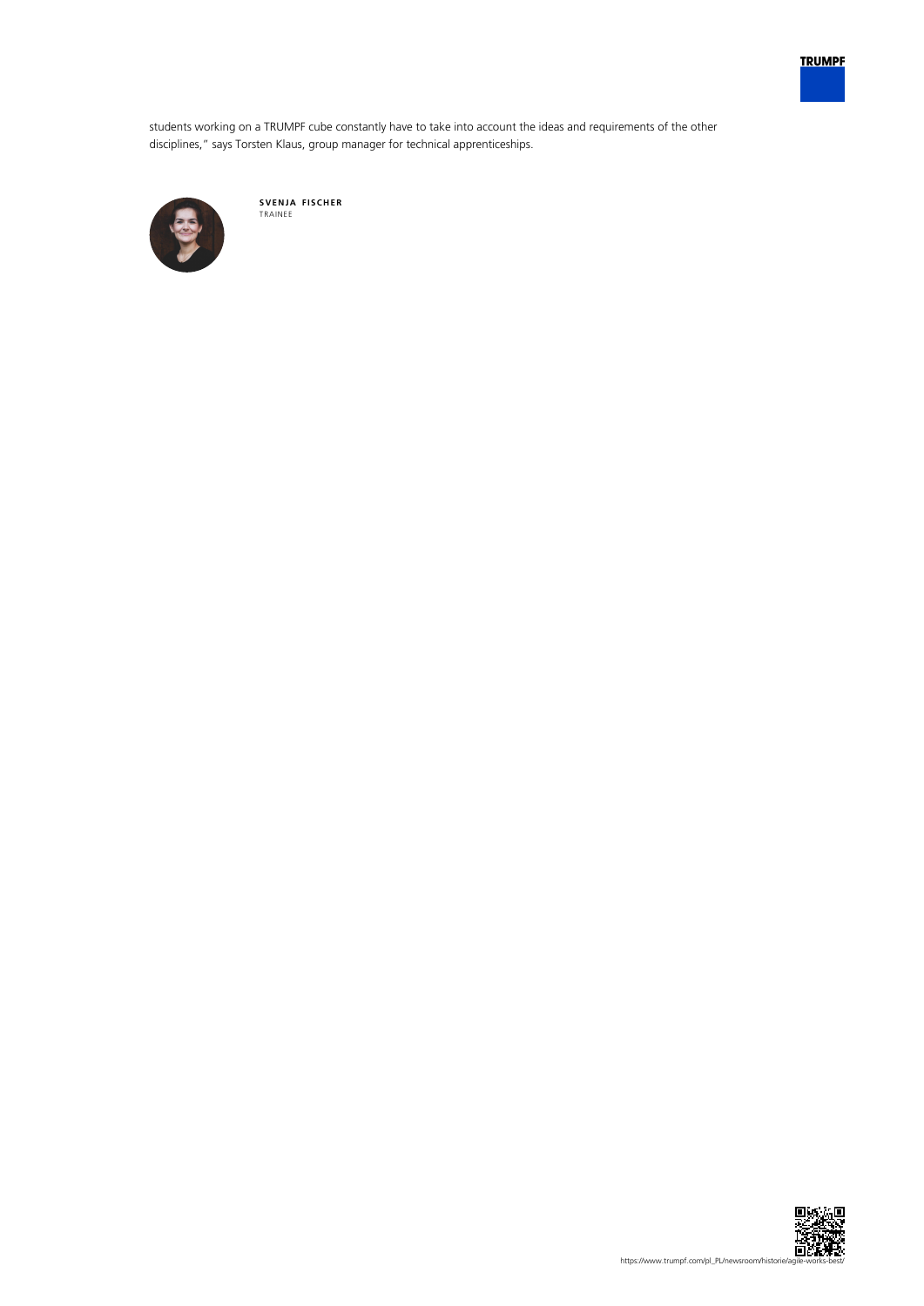students working on a TRUMPF cube constantly have to take into account the ideas and requirements of the other disciplines," says Torsten Klaus, group manager for technical apprenticeships.

**SVENJA FISCHER**
TRAINEE